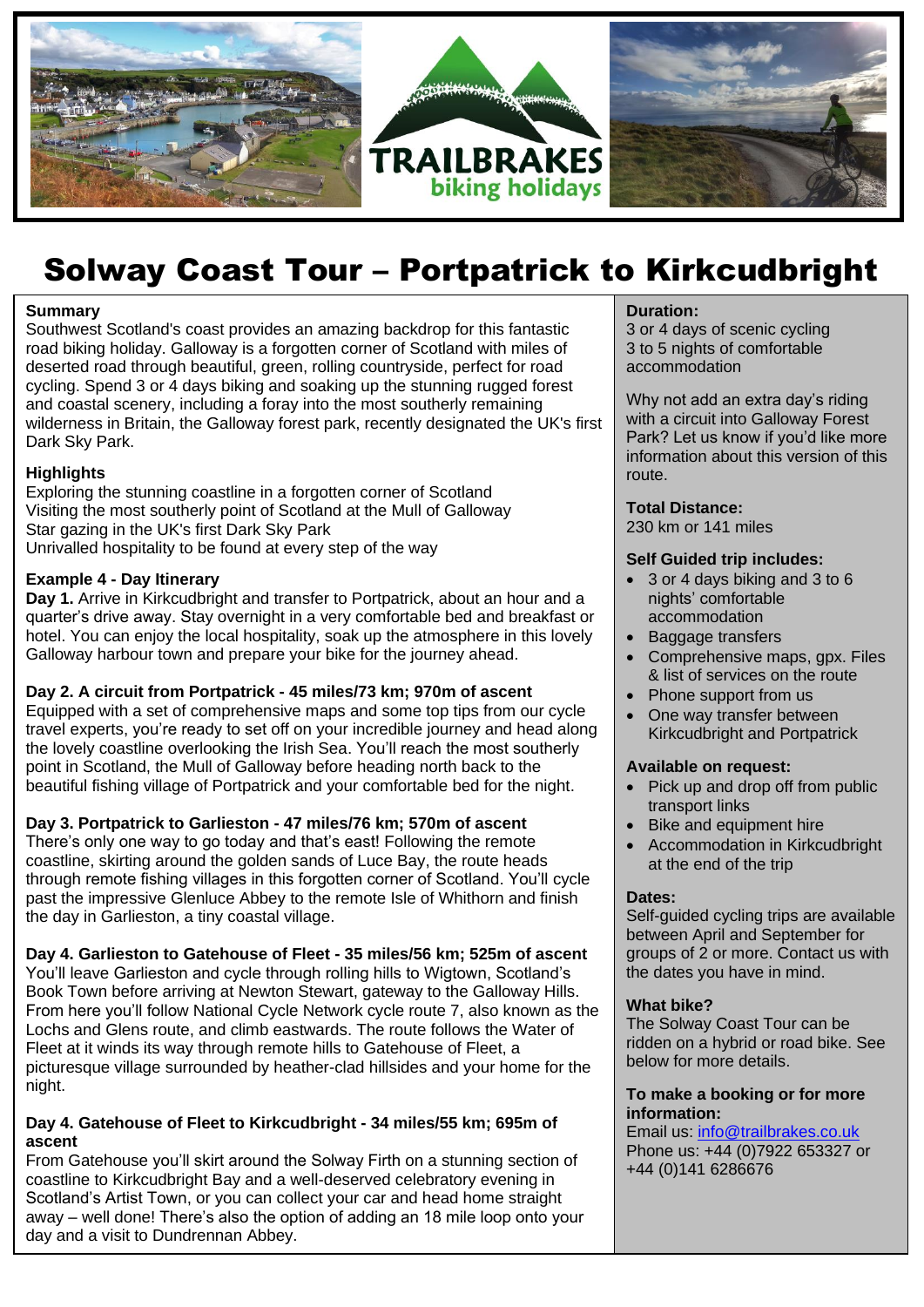TRAILBRAKES
biking holidays

# Solway Coast Tour – Portpatrick to Kirkcudbright

**Summary**

Southwest Scotland's coast provides an amazing backdrop for this fantastic road biking holiday. Galloway is a forgotten corner of Scotland with miles of deserted road through beautiful, green, rolling countryside, perfect for road cycling. Spend 3 or 4 days biking and soaking up the stunning rugged forest and coastal scenery, including a foray into the most southerly remaining wilderness in Britain, the Galloway forest park, recently designated the UK's first Dark Sky Park.

**Highlights**

Exploring the stunning coastline in a forgotten corner of Scotland
Visiting the most southerly point of Scotland at the Mull of Galloway
Star gazing in the UK's first Dark Sky Park
Unrivalled hospitality to be found at every step of the way

**Example 4 - Day Itinerary**

**Day 1.** Arrive in Kirkcudbright and transfer to Portpatrick, about an hour and a quarter's drive away. Stay overnight in a very comfortable bed and breakfast or hotel. You can enjoy the local hospitality, soak up the atmosphere in this lovely Galloway harbour town and prepare your bike for the journey ahead.

**Day 2. A circuit from Portpatrick - 45 miles/73 km; 970m of ascent**
Equipped with a set of comprehensive maps and some top tips from our cycle travel experts, you're ready to set off on your incredible journey and head along the lovely coastline overlooking the Irish Sea. You'll reach the most southerly point in Scotland, the Mull of Galloway before heading north back to the beautiful fishing village of Portpatrick and your comfortable bed for the night.

**Day 3. Portpatrick to Garlieston - 47 miles/76 km; 570m of ascent**
There's only one way to go today and that's east! Following the remote coastline, skirting around the golden sands of Luce Bay, the route heads through remote fishing villages in this forgotten corner of Scotland. You'll cycle past the impressive Glenluce Abbey to the remote Isle of Whithorn and finish the day in Garlieston, a tiny coastal village.

**Day 4. Garlieston to Gatehouse of Fleet - 35 miles/56 km; 525m of ascent**
You'll leave Garlieston and cycle through rolling hills to Wigtown, Scotland's Book Town before arriving at Newton Stewart, gateway to the Galloway Hills. From here you'll follow National Cycle Network cycle route 7, also known as the Lochs and Glens route, and climb eastwards. The route follows the Water of Fleet at it winds its way through remote hills to Gatehouse of Fleet, a picturesque village surrounded by heather-clad hillsides and your home for the night.

**Day 4. Gatehouse of Fleet to Kirkcudbright - 34 miles/55 km; 695m of ascent**
From Gatehouse you'll skirt around the Solway Firth on a stunning section of coastline to Kirkcudbright Bay and a well-deserved celebratory evening in Scotland's Artist Town, or you can collect your car and head home straight away – well done! There's also the option of adding an 18 mile loop onto your day and a visit to Dundrennan Abbey.

**Duration:**
3 or 4 days of scenic cycling
3 to 5 nights of comfortable accommodation

Why not add an extra day's riding with a circuit into Galloway Forest Park? Let us know if you'd like more information about this version of this route.

**Total Distance:**
230 km or 141 miles

**Self Guided trip includes:**

- 3 or 4 days biking and 3 to 6 nights' comfortable accommodation
- Baggage transfers
- Comprehensive maps, gpx. Files & list of services on the route
- Phone support from us
- One way transfer between Kirkcudbright and Portpatrick

**Available on request:**

- Pick up and drop off from public transport links
- Bike and equipment hire
- Accommodation in Kirkcudbright at the end of the trip

**Dates:**
Self-guided cycling trips are available between April and September for groups of 2 or more. Contact us with the dates you have in mind.

**What bike?**
The Solway Coast Tour can be ridden on a hybrid or road bike. See below for more details.

**To make a booking or for more information:**
Email us: info@trailbrakes.co.uk
Phone us: +44 (0)7922 653327 or +44 (0)141 6286676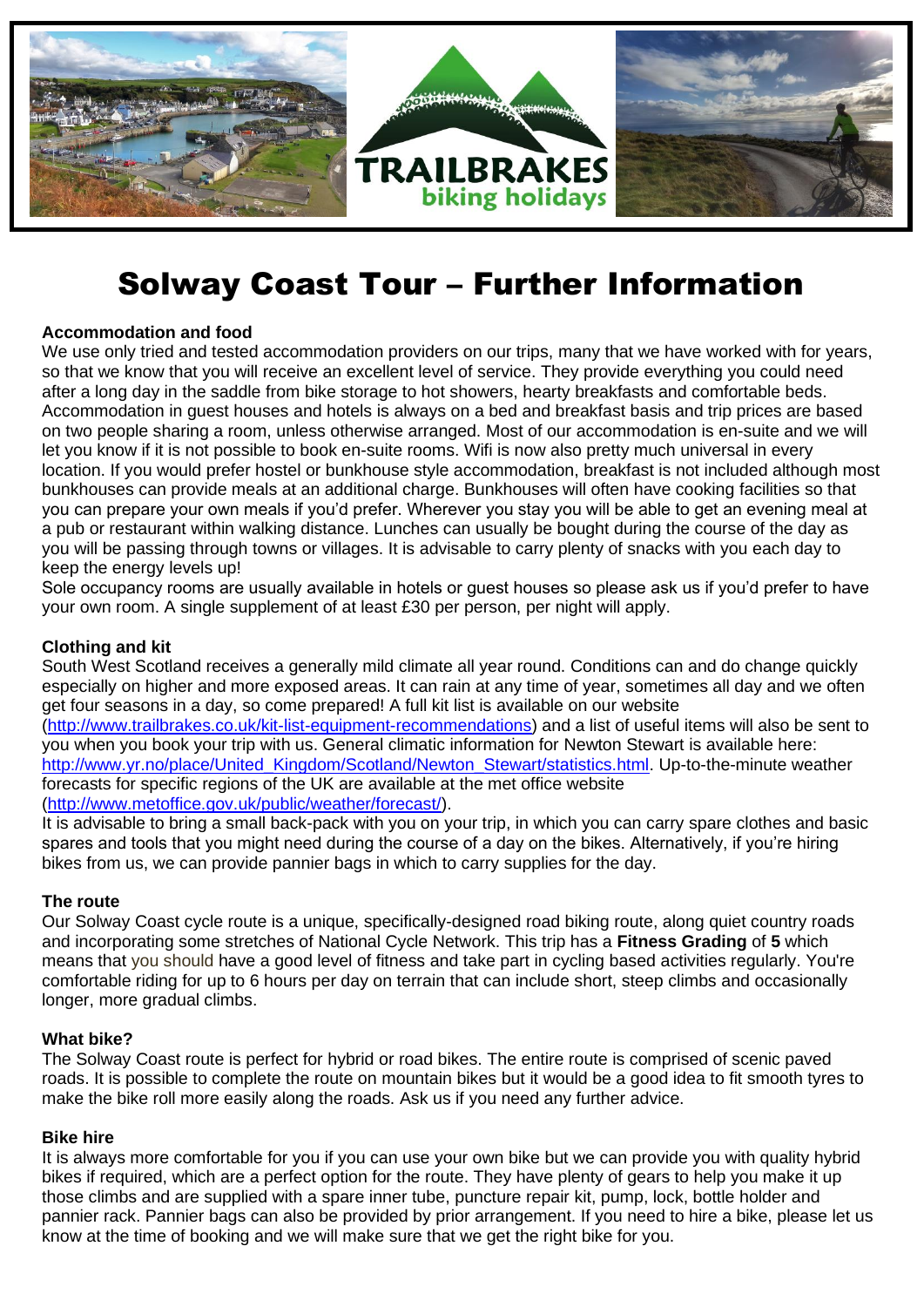# Solway Coast Tour – Further Information

**Accommodation and food**

We use only tried and tested accommodation providers on our trips, many that we have worked with for years, so that we know that you will receive an excellent level of service. They provide everything you could need after a long day in the saddle from bike storage to hot showers, hearty breakfasts and comfortable beds. Accommodation in guest houses and hotels is always on a bed and breakfast basis and trip prices are based on two people sharing a room, unless otherwise arranged. Most of our accommodation is en-suite and we will let you know if it is not possible to book en-suite rooms. Wifi is now also pretty much universal in every location. If you would prefer hostel or bunkhouse style accommodation, breakfast is not included although most bunkhouses can provide meals at an additional charge. Bunkhouses will often have cooking facilities so that you can prepare your own meals if you'd prefer. Wherever you stay you will be able to get an evening meal at a pub or restaurant within walking distance. Lunches can usually be bought during the course of the day as you will be passing through towns or villages. It is advisable to carry plenty of snacks with you each day to keep the energy levels up!

Sole occupancy rooms are usually available in hotels or guest houses so please ask us if you'd prefer to have your own room. A single supplement of at least £30 per person, per night will apply.

**Clothing and kit**

South West Scotland receives a generally mild climate all year round. Conditions can and do change quickly especially on higher and more exposed areas. It can rain at any time of year, sometimes all day and we often get four seasons in a day, so come prepared! A full kit list is available on our website (http://www.trailbrakes.co.uk/kit-list-equipment-recommendations) and a list of useful items will also be sent to you when you book your trip with us. General climatic information for Newton Stewart is available here: http://www.yr.no/place/United_Kingdom/Scotland/Newton_Stewart/statistics.html. Up-to-the-minute weather forecasts for specific regions of the UK are available at the met office website (http://www.metoffice.gov.uk/public/weather/forecast/).

It is advisable to bring a small back-pack with you on your trip, in which you can carry spare clothes and basic spares and tools that you might need during the course of a day on the bikes. Alternatively, if you're hiring bikes from us, we can provide pannier bags in which to carry supplies for the day.

**The route**

Our Solway Coast cycle route is a unique, specifically-designed road biking route, along quiet country roads and incorporating some stretches of National Cycle Network. This trip has a **Fitness Grading** of **5** which means that you should have a good level of fitness and take part in cycling based activities regularly. You're comfortable riding for up to 6 hours per day on terrain that can include short, steep climbs and occasionally longer, more gradual climbs.

**What bike?**

The Solway Coast route is perfect for hybrid or road bikes. The entire route is comprised of scenic paved roads. It is possible to complete the route on mountain bikes but it would be a good idea to fit smooth tyres to make the bike roll more easily along the roads. Ask us if you need any further advice.

**Bike hire**

It is always more comfortable for you if you can use your own bike but we can provide you with quality hybrid bikes if required, which are a perfect option for the route. They have plenty of gears to help you make it up those climbs and are supplied with a spare inner tube, puncture repair kit, pump, lock, bottle holder and pannier rack. Pannier bags can also be provided by prior arrangement. If you need to hire a bike, please let us know at the time of booking and we will make sure that we get the right bike for you.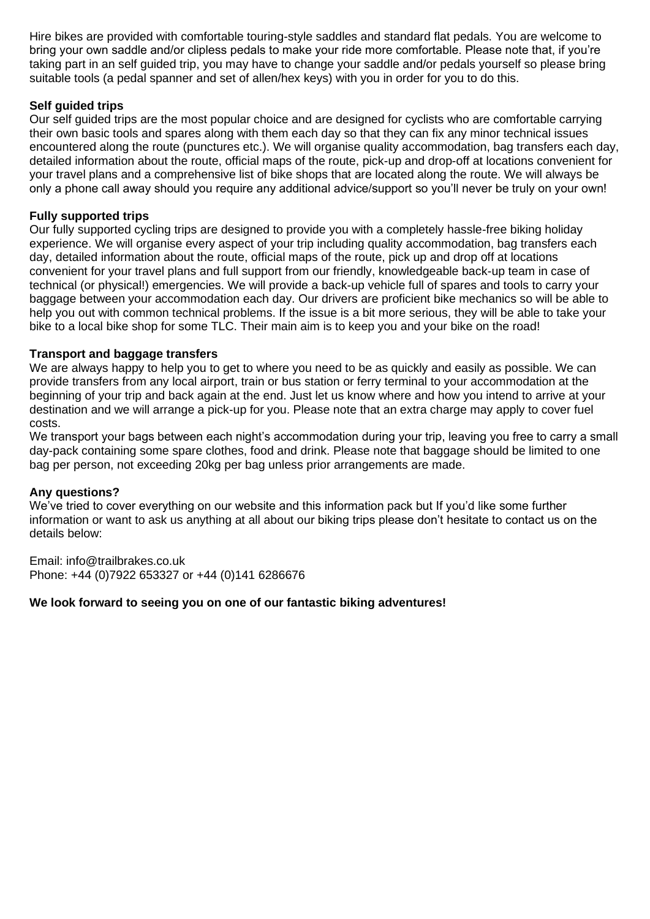Hire bikes are provided with comfortable touring-style saddles and standard flat pedals. You are welcome to bring your own saddle and/or clipless pedals to make your ride more comfortable. Please note that, if you're taking part in an self guided trip, you may have to change your saddle and/or pedals yourself so please bring suitable tools (a pedal spanner and set of allen/hex keys) with you in order for you to do this.

**Self guided trips**

Our self guided trips are the most popular choice and are designed for cyclists who are comfortable carrying their own basic tools and spares along with them each day so that they can fix any minor technical issues encountered along the route (punctures etc.). We will organise quality accommodation, bag transfers each day, detailed information about the route, official maps of the route, pick-up and drop-off at locations convenient for your travel plans and a comprehensive list of bike shops that are located along the route. We will always be only a phone call away should you require any additional advice/support so you'll never be truly on your own!

**Fully supported trips**

Our fully supported cycling trips are designed to provide you with a completely hassle-free biking holiday experience. We will organise every aspect of your trip including quality accommodation, bag transfers each day, detailed information about the route, official maps of the route, pick up and drop off at locations convenient for your travel plans and full support from our friendly, knowledgeable back-up team in case of technical (or physical!) emergencies. We will provide a back-up vehicle full of spares and tools to carry your baggage between your accommodation each day. Our drivers are proficient bike mechanics so will be able to help you out with common technical problems. If the issue is a bit more serious, they will be able to take your bike to a local bike shop for some TLC. Their main aim is to keep you and your bike on the road!

**Transport and baggage transfers**

We are always happy to help you to get to where you need to be as quickly and easily as possible. We can provide transfers from any local airport, train or bus station or ferry terminal to your accommodation at the beginning of your trip and back again at the end. Just let us know where and how you intend to arrive at your destination and we will arrange a pick-up for you. Please note that an extra charge may apply to cover fuel costs.

We transport your bags between each night's accommodation during your trip, leaving you free to carry a small day-pack containing some spare clothes, food and drink. Please note that baggage should be limited to one bag per person, not exceeding 20kg per bag unless prior arrangements are made.

**Any questions?**

We've tried to cover everything on our website and this information pack but If you'd like some further information or want to ask us anything at all about our biking trips please don't hesitate to contact us on the details below:

Email: info@trailbrakes.co.uk
Phone: +44 (0)7922 653327 or +44 (0)141 6286676

**We look forward to seeing you on one of our fantastic biking adventures!**